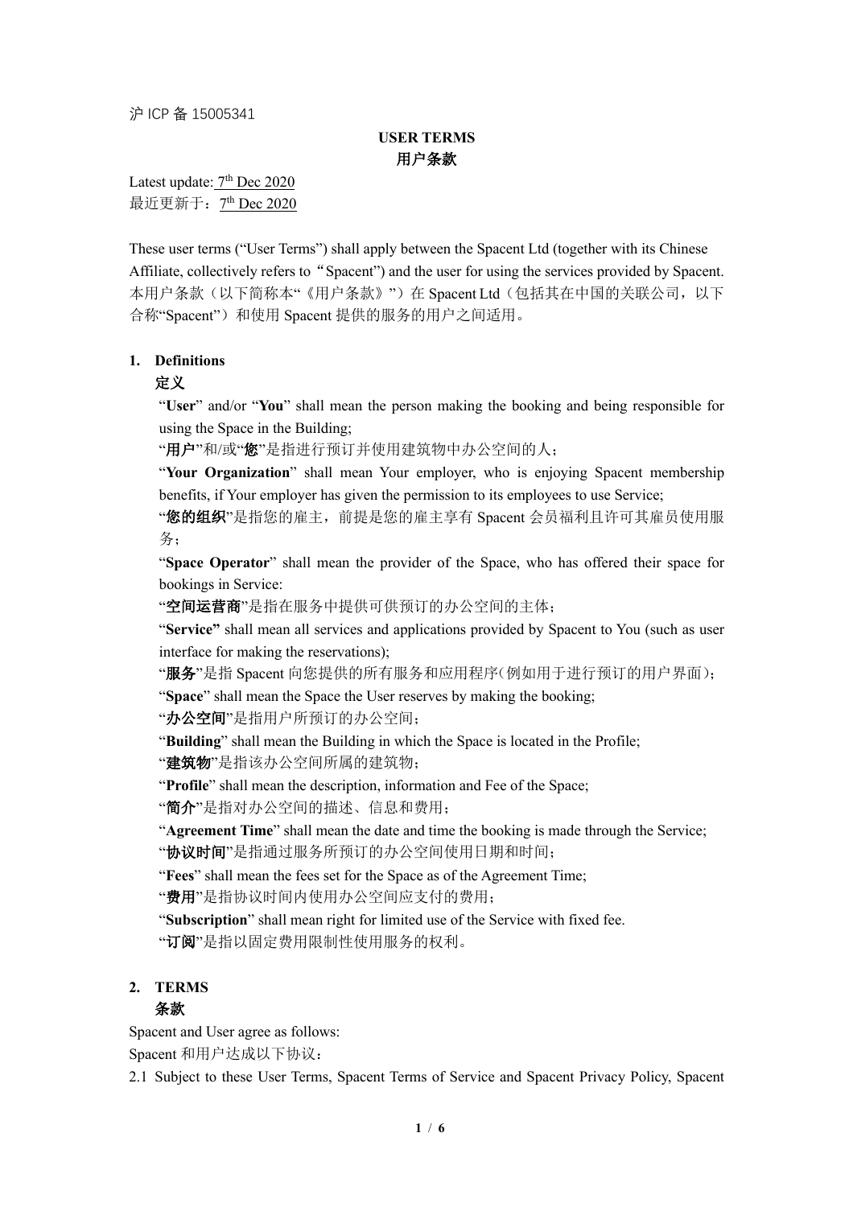沪 ICP 备 15005341

# USER TERMS
# 用户条款

Latest update: 7th Dec 2020
最近更新于：7th Dec 2020

These user terms ("User Terms") shall apply between the Spacent Ltd (together with its Chinese Affiliate, collectively refers to "Spacent") and the user for using the services provided by Spacent.
本用户条款（以下简称本"《用户条款》"）在 Spacent Ltd（包括其在中国的关联公司，以下合称"Spacent"）和使用 Spacent 提供的服务的用户之间适用。

## 1. Definitions
## 定义

"**User**" and/or "**You**" shall mean the person making the booking and being responsible for using the Space in the Building;
"**用户**"和/或"**您**"是指进行预订并使用建筑物中办公空间的人；

"**Your Organization**" shall mean Your employer, who is enjoying Spacent membership benefits, if Your employer has given the permission to its employees to use Service;
"**您的组织**"是指您的雇主，前提是您的雇主享有 Spacent 会员福利且许可其雇员使用服务；

"**Space Operator**" shall mean the provider of the Space, who has offered their space for bookings in Service:
"**空间运营商**"是指在服务中提供可供预订的办公空间的主体；

"**Service"** shall mean all services and applications provided by Spacent to You (such as user interface for making the reservations);
"**服务**"是指 Spacent 向您提供的所有服务和应用程序（例如用于进行预订的用户界面）；

"**Space**" shall mean the Space the User reserves by making the booking;
"**办公空间**"是指用户所预订的办公空间；

"**Building**" shall mean the Building in which the Space is located in the Profile;
"**建筑物**"是指该办公空间所属的建筑物；

"**Profile**" shall mean the description, information and Fee of the Space;
"**简介**"是指对办公空间的描述、信息和费用；

"**Agreement Time**" shall mean the date and time the booking is made through the Service;
"**协议时间**"是指通过服务所预订的办公空间使用日期和时间；

"**Fees**" shall mean the fees set for the Space as of the Agreement Time;
"**费用**"是指协议时间内使用办公空间应支付的费用；

"**Subscription**" shall mean right for limited use of the Service with fixed fee.
"**订阅**"是指以固定费用限制性使用服务的权利。

## 2. TERMS
## 条款

Spacent and User agree as follows:
Spacent 和用户达成以下协议：

2.1 Subject to these User Terms, Spacent Terms of Service and Spacent Privacy Policy, Spacent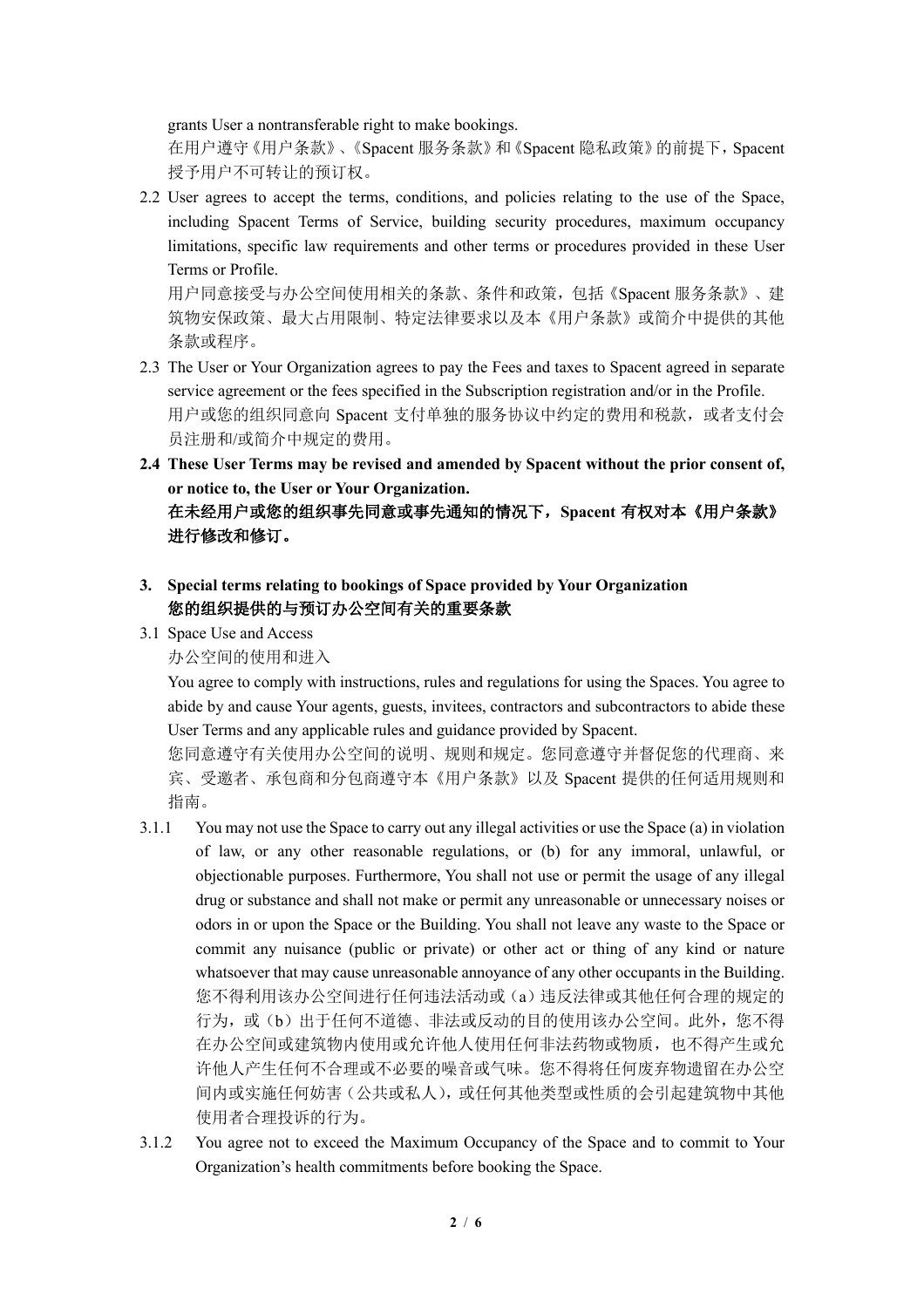grants User a nontransferable right to make bookings.
在用户遵守《用户条款》、《Spacent 服务条款》和《Spacent 隐私政策》的前提下，Spacent 授予用户不可转让的预订权。

2.2 User agrees to accept the terms, conditions, and policies relating to the use of the Space, including Spacent Terms of Service, building security procedures, maximum occupancy limitations, specific law requirements and other terms or procedures provided in these User Terms or Profile.
用户同意接受与办公空间使用相关的条款、条件和政策，包括《Spacent 服务条款》、建筑物安保政策、最大占用限制、特定法律要求以及本《用户条款》或简介中提供的其他条款或程序。

2.3 The User or Your Organization agrees to pay the Fees and taxes to Spacent agreed in separate service agreement or the fees specified in the Subscription registration and/or in the Profile.
用户或您的组织同意向 Spacent 支付单独的服务协议中约定的费用和税款，或者支付会员注册和/或简介中规定的费用。

**2.4 These User Terms may be revised and amended by Spacent without the prior consent of, or notice to, the User or Your Organization.**
**在未经用户或您的组织事先同意或事先通知的情况下，Spacent 有权对本《用户条款》进行修改和修订。**

## 3. Special terms relating to bookings of Space provided by Your Organization
## 您的组织提供的与预订办公空间有关的重要条款

3.1 Space Use and Access
办公空间的使用和进入

You agree to comply with instructions, rules and regulations for using the Spaces. You agree to abide by and cause Your agents, guests, invitees, contractors and subcontractors to abide these User Terms and any applicable rules and guidance provided by Spacent.
您同意遵守有关使用办公空间的说明、规则和规定。您同意遵守并督促您的代理商、来宾、受邀者、承包商和分包商遵守本《用户条款》以及 Spacent 提供的任何适用规则和指南。

3.1.1 You may not use the Space to carry out any illegal activities or use the Space (a) in violation of law, or any other reasonable regulations, or (b) for any immoral, unlawful, or objectionable purposes. Furthermore, You shall not use or permit the usage of any illegal drug or substance and shall not make or permit any unreasonable or unnecessary noises or odors in or upon the Space or the Building. You shall not leave any waste to the Space or commit any nuisance (public or private) or other act or thing of any kind or nature whatsoever that may cause unreasonable annoyance of any other occupants in the Building.
您不得利用该办公空间进行任何违法活动或（a）违反法律或其他任何合理的规定的行为，或（b）出于任何不道德、非法或反动的目的使用该办公空间。此外，您不得在办公空间或建筑物内使用或允许他人使用任何非法药物或物质，也不得产生或允许他人产生任何不合理或不必要的噪音或气味。您不得将任何废弃物遗留在办公空间内或实施任何妨害（公共或私人），或任何其他类型或性质的会引起建筑物中其他使用者合理投诉的行为。

3.1.2 You agree not to exceed the Maximum Occupancy of the Space and to commit to Your Organization's health commitments before booking the Space.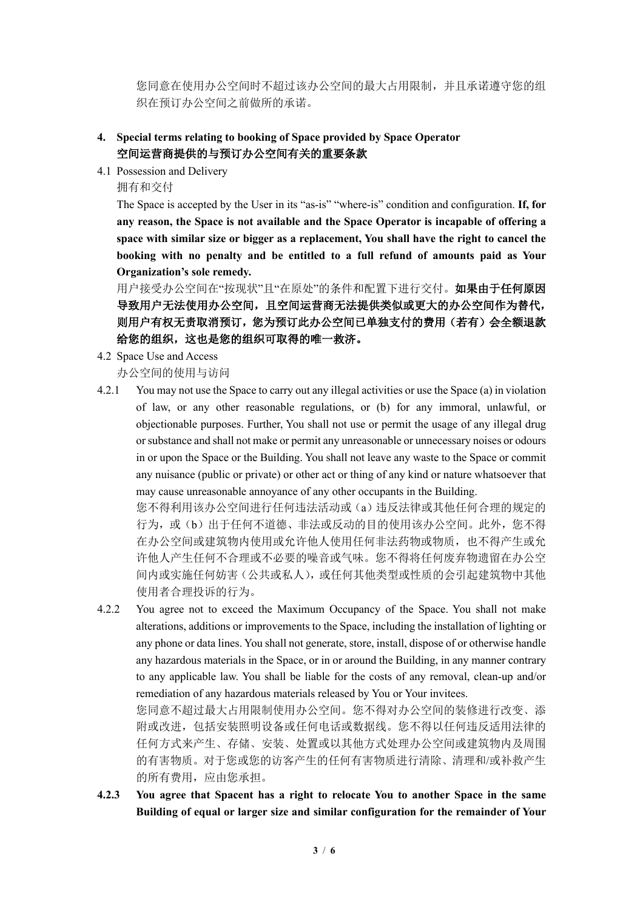您同意在使用办公空间时不超过该办公空间的最大占用限制，并且承诺遵守您的组织在预订办公空间之前做所的承诺。

## 4. Special terms relating to booking of Space provided by Space Operator 空间运营商提供的与预订办公空间有关的重要条款

4.1 Possession and Delivery

拥有和交付

The Space is accepted by the User in its "as-is" "where-is" condition and configuration. **If, for any reason, the Space is not available and the Space Operator is incapable of offering a space with similar size or bigger as a replacement, You shall have the right to cancel the booking with no penalty and be entitled to a full refund of amounts paid as Your Organization's sole remedy.**

用户接受办公空间在"按现状"且"在原处"的条件和配置下进行交付。**如果由于任何原因导致用户无法使用办公空间，且空间运营商无法提供类似或更大的办公空间作为替代，则用户有权无责取消预订，您为预订此办公空间已单独支付的费用（若有）会全额退款给您的组织，这也是您的组织可取得的唯一救济。**

4.2 Space Use and Access

办公空间的使用与访问

4.2.1 You may not use the Space to carry out any illegal activities or use the Space (a) in violation of law, or any other reasonable regulations, or (b) for any immoral, unlawful, or objectionable purposes. Further, You shall not use or permit the usage of any illegal drug or substance and shall not make or permit any unreasonable or unnecessary noises or odours in or upon the Space or the Building. You shall not leave any waste to the Space or commit any nuisance (public or private) or other act or thing of any kind or nature whatsoever that may cause unreasonable annoyance of any other occupants in the Building.

您不得利用该办公空间进行任何违法活动或（a）违反法律或其他任何合理的规定的行为，或（b）出于任何不道德、非法或反动的目的使用该办公空间。此外，您不得在办公空间或建筑物内使用或允许他人使用任何非法药物或物质，也不得产生或允许他人产生任何不合理或不必要的噪音或气味。您不得将任何废弃物遗留在办公空间内或实施任何妨害（公共或私人），或任何其他类型或性质的会引起建筑物中其他使用者合理投诉的行为。

4.2.2 You agree not to exceed the Maximum Occupancy of the Space. You shall not make alterations, additions or improvements to the Space, including the installation of lighting or any phone or data lines. You shall not generate, store, install, dispose of or otherwise handle any hazardous materials in the Space, or in or around the Building, in any manner contrary to any applicable law. You shall be liable for the costs of any removal, clean-up and/or remediation of any hazardous materials released by You or Your invitees.

您同意不超过最大占用限制使用办公空间。您不得对办公空间的装修进行改变、添附或改进，包括安装照明设备或任何电话或数据线。您不得以任何违反适用法律的任何方式来产生、存储、安装、处置或以其他方式处理办公空间或建筑物内及周围的有害物质。对于您或您的访客产生的任何有害物质进行清除、清理和/或补救产生的所有费用，应由您承担。

**4.2.3 You agree that Spacent has a right to relocate You to another Space in the same Building of equal or larger size and similar configuration for the remainder of Your**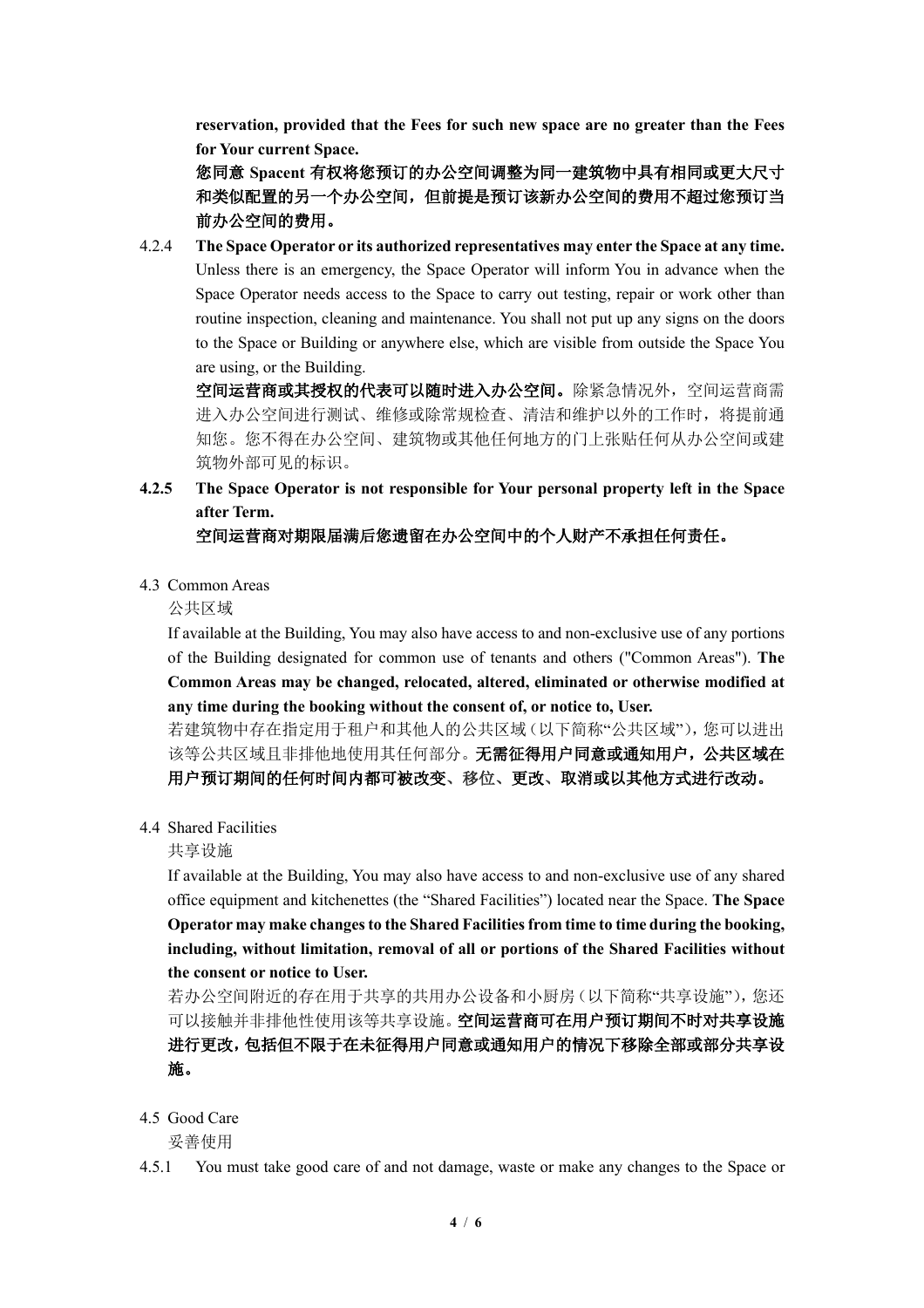**reservation, provided that the Fees for such new space are no greater than the Fees for Your current Space.**

**您同意 Spacent 有权将您预订的办公空间调整为同一建筑物中具有相同或更大尺寸和类似配置的另一个办公空间，但前提是预订该新办公空间的费用不超过您预订当前办公空间的费用。**

4.2.4 **The Space Operator or its authorized representatives may enter the Space at any time.** Unless there is an emergency, the Space Operator will inform You in advance when the Space Operator needs access to the Space to carry out testing, repair or work other than routine inspection, cleaning and maintenance. You shall not put up any signs on the doors to the Space or Building or anywhere else, which are visible from outside the Space You are using, or the Building.

**空间运营商或其授权的代表可以随时进入办公空间。**除紧急情况外，空间运营商需进入办公空间进行测试、维修或除常规检查、清洁和维护以外的工作时，将提前通知您。您不得在办公空间、建筑物或其他任何地方的门上张贴任何从办公空间或建筑物外部可见的标识。

**4.2.5 The Space Operator is not responsible for Your personal property left in the Space after Term.**

**空间运营商对期限届满后您遗留在办公空间中的个人财产不承担任何责任。**

4.3 Common Areas

公共区域

If available at the Building, You may also have access to and non-exclusive use of any portions of the Building designated for common use of tenants and others ("Common Areas"). **The Common Areas may be changed, relocated, altered, eliminated or otherwise modified at any time during the booking without the consent of, or notice to, User.**

若建筑物中存在指定用于租户和其他人的公共区域（以下简称"公共区域"），您可以进出该等公共区域且非排他地使用其任何部分。**无需征得用户同意或通知用户，公共区域在用户预订期间的任何时间内都可被改变、移位、更改、取消或以其他方式进行改动。**

4.4 Shared Facilities

共享设施

If available at the Building, You may also have access to and non-exclusive use of any shared office equipment and kitchenettes (the "Shared Facilities") located near the Space. **The Space Operator may make changes to the Shared Facilities from time to time during the booking, including, without limitation, removal of all or portions of the Shared Facilities without the consent or notice to User.**

若办公空间附近的存在用于共享的共用办公设备和小厨房（以下简称"共享设施"），您还可以接触并非排他性使用该等共享设施。**空间运营商可在用户预订期间不时对共享设施进行更改，包括但不限于在未征得用户同意或通知用户的情况下移除全部或部分共享设施。**

4.5 Good Care

妥善使用

4.5.1 You must take good care of and not damage, waste or make any changes to the Space or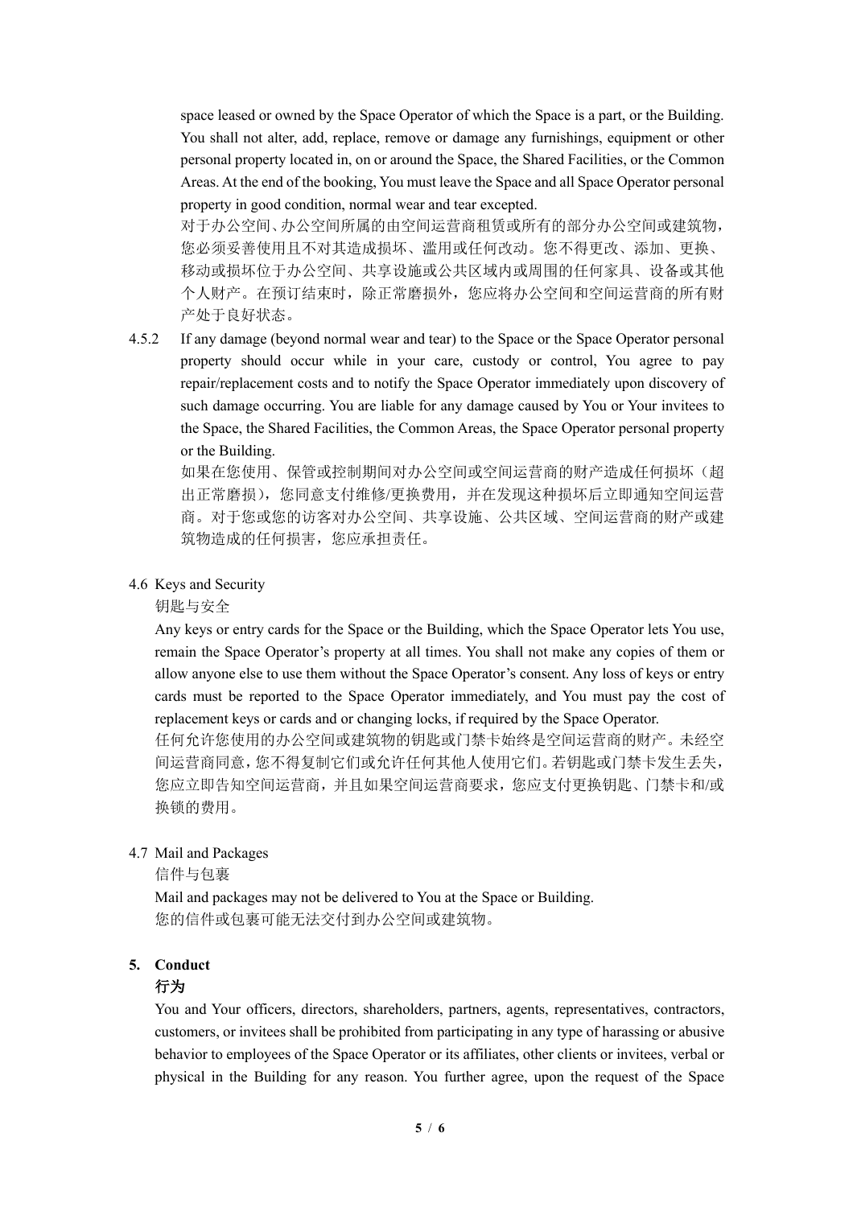space leased or owned by the Space Operator of which the Space is a part, or the Building. You shall not alter, add, replace, remove or damage any furnishings, equipment or other personal property located in, on or around the Space, the Shared Facilities, or the Common Areas. At the end of the booking, You must leave the Space and all Space Operator personal property in good condition, normal wear and tear excepted.

对于办公空间、办公空间所属的由空间运营商租赁或所有的部分办公空间或建筑物，您必须妥善使用且不对其造成损坏、滥用或任何改动。您不得更改、添加、更换、移动或损坏位于办公空间、共享设施或公共区域内或周围的任何家具、设备或其他个人财产。在预订结束时，除正常磨损外，您应将办公空间和空间运营商的所有财产处于良好状态。

4.5.2 If any damage (beyond normal wear and tear) to the Space or the Space Operator personal property should occur while in your care, custody or control, You agree to pay repair/replacement costs and to notify the Space Operator immediately upon discovery of such damage occurring. You are liable for any damage caused by You or Your invitees to the Space, the Shared Facilities, the Common Areas, the Space Operator personal property or the Building.

如果在您使用、保管或控制期间对办公空间或空间运营商的财产造成任何损坏（超出正常磨损），您同意支付维修/更换费用，并在发现这种损坏后立即通知空间运营商。对于您或您的访客对办公空间、共享设施、公共区域、空间运营商的财产或建筑物造成的任何损害，您应承担责任。

4.6 Keys and Security

钥匙与安全

Any keys or entry cards for the Space or the Building, which the Space Operator lets You use, remain the Space Operator's property at all times. You shall not make any copies of them or allow anyone else to use them without the Space Operator's consent. Any loss of keys or entry cards must be reported to the Space Operator immediately, and You must pay the cost of replacement keys or cards and or changing locks, if required by the Space Operator.

任何允许您使用的办公空间或建筑物的钥匙或门禁卡始终是空间运营商的财产。未经空间运营商同意，您不得复制它们或允许任何其他人使用它们。若钥匙或门禁卡发生丢失，您应立即告知空间运营商，并且如果空间运营商要求，您应支付更换钥匙、门禁卡和/或换锁的费用。

4.7 Mail and Packages

信件与包裹

Mail and packages may not be delivered to You at the Space or Building.

您的信件或包裹可能无法交付到办公空间或建筑物。

**5. Conduct**

**行为**

You and Your officers, directors, shareholders, partners, agents, representatives, contractors, customers, or invitees shall be prohibited from participating in any type of harassing or abusive behavior to employees of the Space Operator or its affiliates, other clients or invitees, verbal or physical in the Building for any reason. You further agree, upon the request of the Space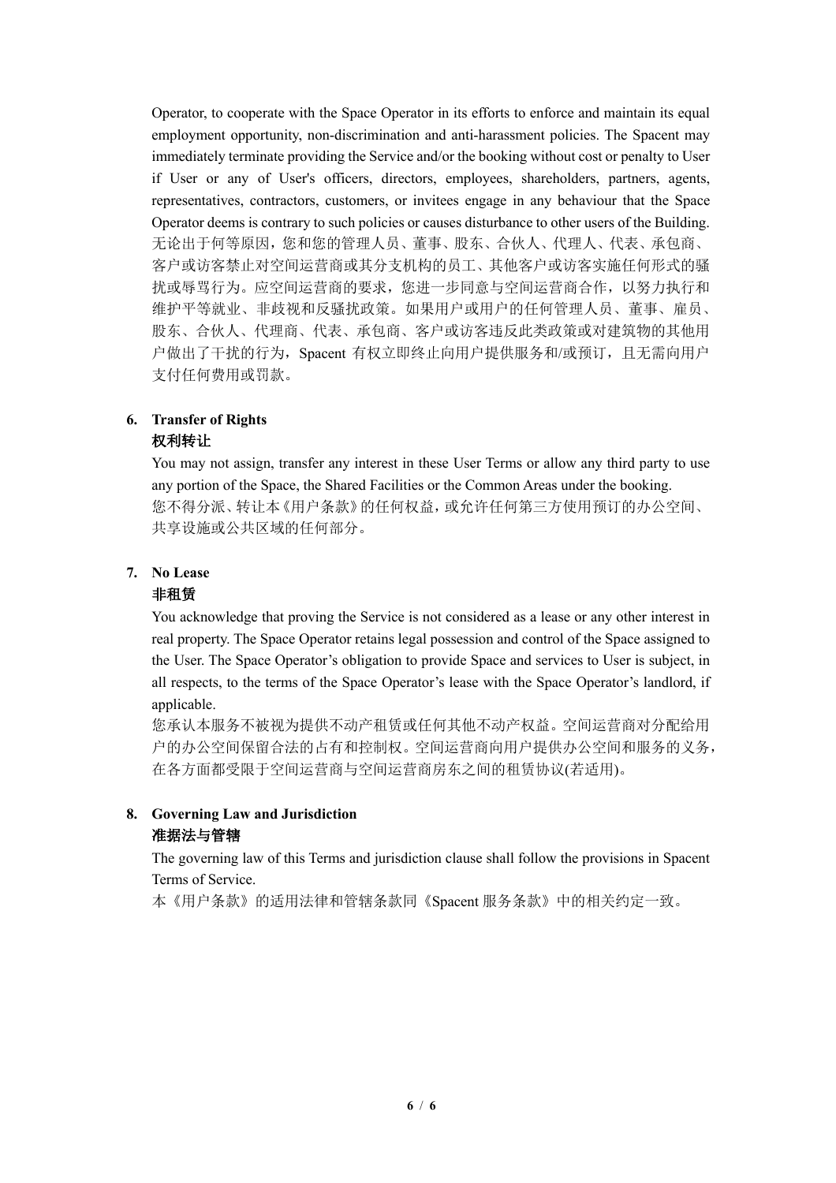Operator, to cooperate with the Space Operator in its efforts to enforce and maintain its equal employment opportunity, non-discrimination and anti-harassment policies. The Spacent may immediately terminate providing the Service and/or the booking without cost or penalty to User if User or any of User's officers, directors, employees, shareholders, partners, agents, representatives, contractors, customers, or invitees engage in any behaviour that the Space Operator deems is contrary to such policies or causes disturbance to other users of the Building. 无论出于何等原因，您和您的管理人员、董事、股东、合伙人、代理人、代表、承包商、客户或访客禁止对空间运营商或其分支机构的员工、其他客户或访客实施任何形式的骚扰或辱骂行为。应空间运营商的要求，您进一步同意与空间运营商合作，以努力执行和维护平等就业、非歧视和反骚扰政策。如果用户或用户的任何管理人员、董事、雇员、股东、合伙人、代理商、代表、承包商、客户或访客违反此类政策或对建筑物的其他用户做出了干扰的行为，Spacent 有权立即终止向用户提供服务和/或预订，且无需向用户支付任何费用或罚款。

6. **Transfer of Rights**
   **权利转让**
   You may not assign, transfer any interest in these User Terms or allow any third party to use any portion of the Space, the Shared Facilities or the Common Areas under the booking.
   您不得分派、转让本《用户条款》的任何权益，或允许任何第三方使用预订的办公空间、共享设施或公共区域的任何部分。

7. **No Lease**
   **非租赁**
   You acknowledge that proving the Service is not considered as a lease or any other interest in real property. The Space Operator retains legal possession and control of the Space assigned to the User. The Space Operator's obligation to provide Space and services to User is subject, in all respects, to the terms of the Space Operator's lease with the Space Operator's landlord, if applicable.
   您承认本服务不被视为提供不动产租赁或任何其他不动产权益。空间运营商对分配给用户的办公空间保留合法的占有和控制权。空间运营商向用户提供办公空间和服务的义务，在各方面都受限于空间运营商与空间运营商房东之间的租赁协议(若适用)。

8. **Governing Law and Jurisdiction**
   **准据法与管辖**
   The governing law of this Terms and jurisdiction clause shall follow the provisions in Spacent Terms of Service.
   本《用户条款》的适用法律和管辖条款同《Spacent 服务条款》中的相关约定一致。